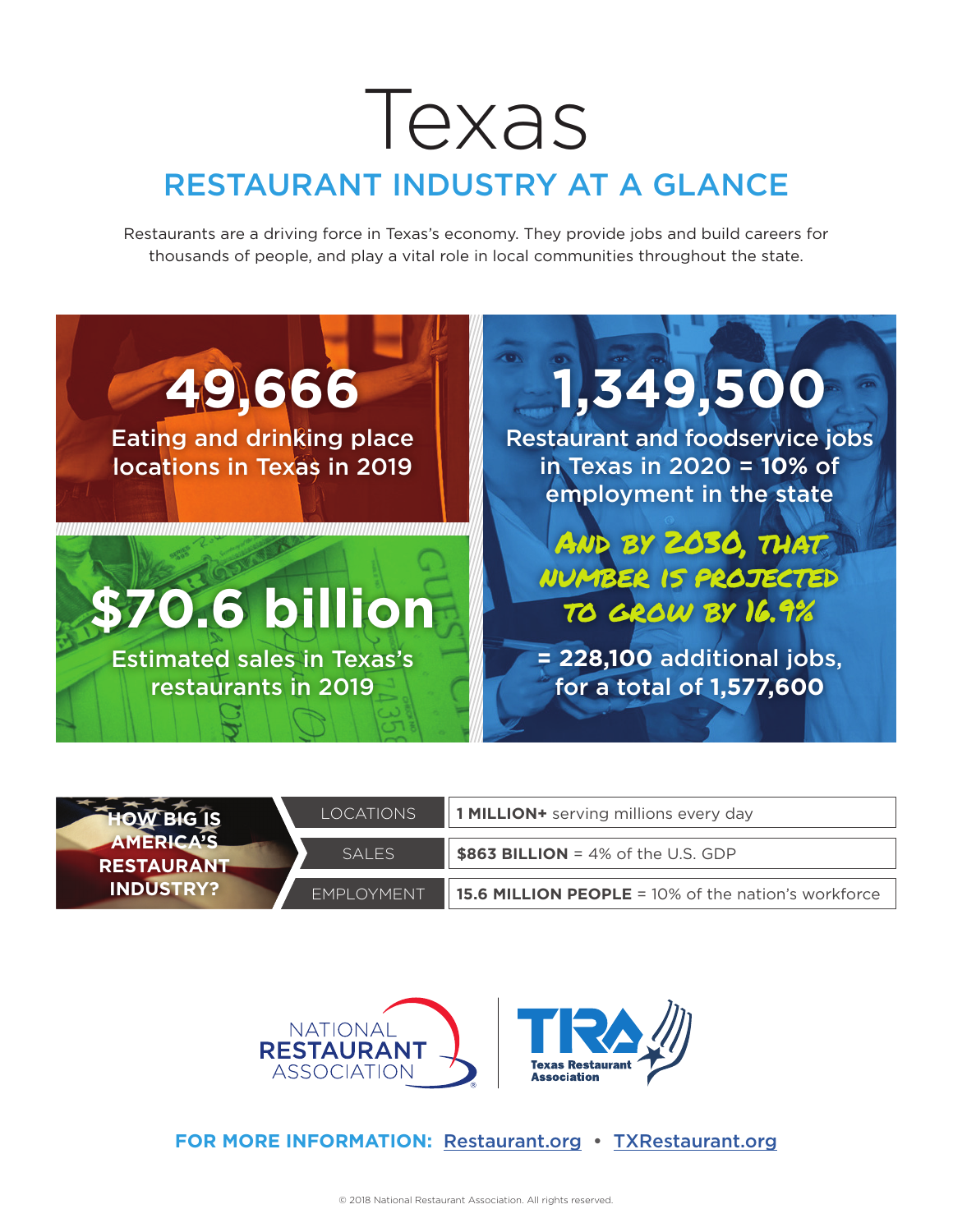# Texas

## RESTAURANT INDUSTRY AT A GLANCE

Restaurants are a driving force in Texas's economy. They provide jobs and build careers for thousands of people, and play a vital role in local communities throughout the state.

**49,666**

Eating and drinking place locations in Texas in 2019

**$70.6 billion**

Estimated sales in Texas's restaurants in 2019

**1,349,500**

Restaurant and foodservice jobs in Texas in 2020 = **10%** of employment in the state

AND BY 2030, THAT NUMBER IS PROJECTED TO GROW BY 16.9%

= **228,100** additional jobs, for a total of **1,577,600**

| HOW BIG IS AMERICA'S RESTAURANT INDUSTRY? | |
|---|---|
| LOCATIONS | **1 MILLION+** serving millions every day |
| SALES | **$863 BILLION** = 4% of the U.S. GDP |
| EMPLOYMENT | **15.6 MILLION PEOPLE** = 10% of the nation's workforce |

NATIONAL RESTAURANT ASSOCIATION

TRA Texas Restaurant Association

**FOR MORE INFORMATION:** Restaurant.org • TXRestaurant.org

© 2018 National Restaurant Association. All rights reserved.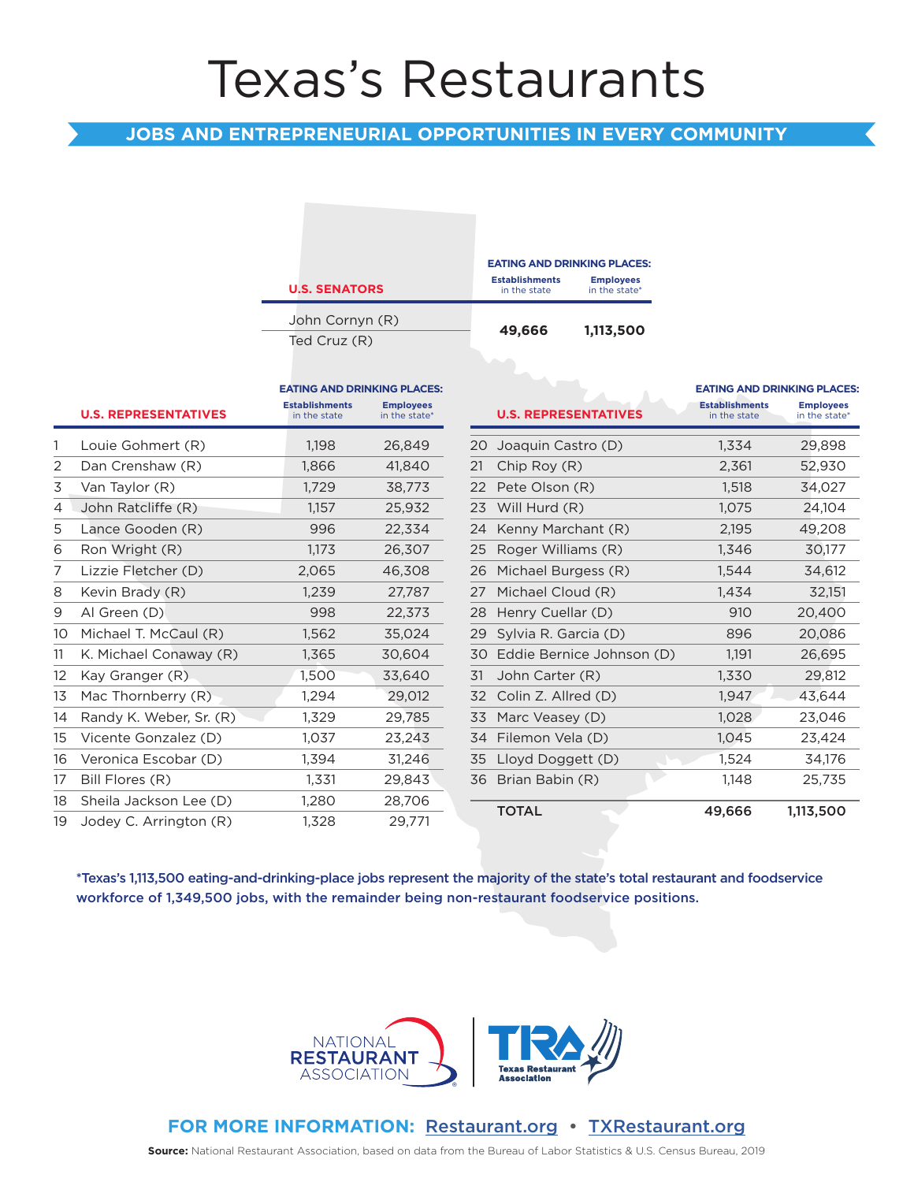# Texas's Restaurants

**JOBS AND ENTREPRENEURIAL OPPORTUNITIES IN EVERY COMMUNITY**

| U.S. SENATORS | EATING AND DRINKING PLACES: Establishments in the state | EATING AND DRINKING PLACES: Employees in the state* |
|---|---|---|
| John Cornyn (R) | **49,666** | **1,113,500** |
| Ted Cruz (R) | | |

| | U.S. REPRESENTATIVES | EATING AND DRINKING PLACES: Establishments in the state | EATING AND DRINKING PLACES: Employees in the state* |
|---|---|---|---|
| 1 | Louie Gohmert (R) | 1,198 | 26,849 |
| 2 | Dan Crenshaw (R) | 1,866 | 41,840 |
| 3 | Van Taylor (R) | 1,729 | 38,773 |
| 4 | John Ratcliffe (R) | 1,157 | 25,932 |
| 5 | Lance Gooden (R) | 996 | 22,334 |
| 6 | Ron Wright (R) | 1,173 | 26,307 |
| 7 | Lizzie Fletcher (D) | 2,065 | 46,308 |
| 8 | Kevin Brady (R) | 1,239 | 27,787 |
| 9 | Al Green (D) | 998 | 22,373 |
| 10 | Michael T. McCaul (R) | 1,562 | 35,024 |
| 11 | K. Michael Conaway (R) | 1,365 | 30,604 |
| 12 | Kay Granger (R) | 1,500 | 33,640 |
| 13 | Mac Thornberry (R) | 1,294 | 29,012 |
| 14 | Randy K. Weber, Sr. (R) | 1,329 | 29,785 |
| 15 | Vicente Gonzalez (D) | 1,037 | 23,243 |
| 16 | Veronica Escobar (D) | 1,394 | 31,246 |
| 17 | Bill Flores (R) | 1,331 | 29,843 |
| 18 | Sheila Jackson Lee (D) | 1,280 | 28,706 |
| 19 | Jodey C. Arrington (R) | 1,328 | 29,771 |
| 20 | Joaquin Castro (D) | 1,334 | 29,898 |
| 21 | Chip Roy (R) | 2,361 | 52,930 |
| 22 | Pete Olson (R) | 1,518 | 34,027 |
| 23 | Will Hurd (R) | 1,075 | 24,104 |
| 24 | Kenny Marchant (R) | 2,195 | 49,208 |
| 25 | Roger Williams (R) | 1,346 | 30,177 |
| 26 | Michael Burgess (R) | 1,544 | 34,612 |
| 27 | Michael Cloud (R) | 1,434 | 32,151 |
| 28 | Henry Cuellar (D) | 910 | 20,400 |
| 29 | Sylvia R. Garcia (D) | 896 | 20,086 |
| 30 | Eddie Bernice Johnson (D) | 1,191 | 26,695 |
| 31 | John Carter (R) | 1,330 | 29,812 |
| 32 | Colin Z. Allred (D) | 1,947 | 43,644 |
| 33 | Marc Veasey (D) | 1,028 | 23,046 |
| 34 | Filemon Vela (D) | 1,045 | 23,424 |
| 35 | Lloyd Doggett (D) | 1,524 | 34,176 |
| 36 | Brian Babin (R) | 1,148 | 25,735 |
| | **TOTAL** | **49,666** | **1,113,500** |

*Texas's 1,113,500 eating-and-drinking-place jobs represent the majority of the state's total restaurant and foodservice workforce of 1,349,500 jobs, with the remainder being non-restaurant foodservice positions.

NATIONAL RESTAURANT ASSOCIATION | TRA Texas Restaurant Association

**FOR MORE INFORMATION:** Restaurant.org • TXRestaurant.org

**Source:** National Restaurant Association, based on data from the Bureau of Labor Statistics & U.S. Census Bureau, 2019